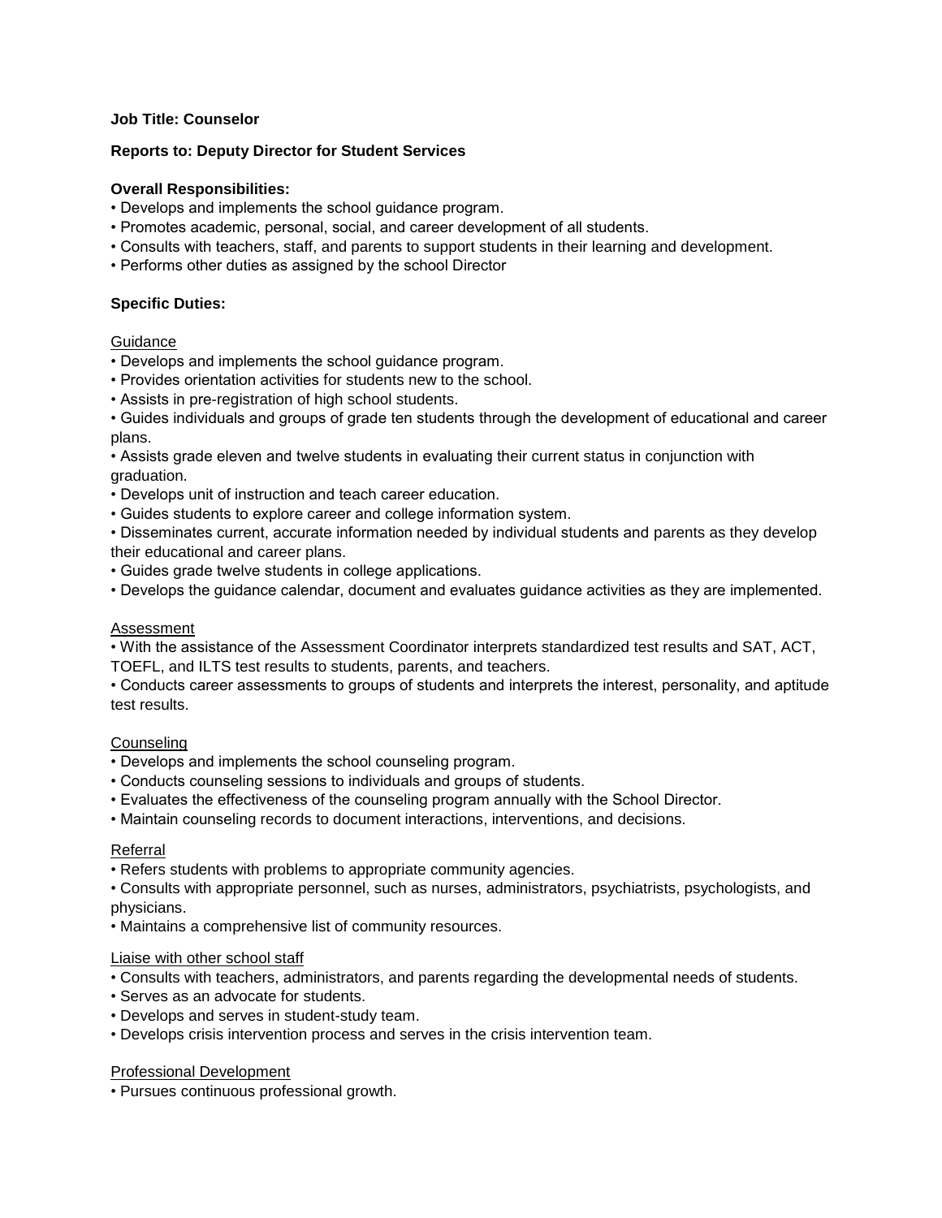**Job Title: Counselor**

**Reports to: Deputy Director for Student Services**

**Overall Responsibilities:**

- Develops and implements the school guidance program.
- Promotes academic, personal, social, and career development of all students.
- Consults with teachers, staff, and parents to support students in their learning and development.
- Performs other duties as assigned by the school Director

**Specific Duties:**

<u>Guidance</u>

- Develops and implements the school guidance program.
- Provides orientation activities for students new to the school.
- Assists in pre-registration of high school students.
- Guides individuals and groups of grade ten students through the development of educational and career plans.
- Assists grade eleven and twelve students in evaluating their current status in conjunction with graduation.
- Develops unit of instruction and teach career education.
- Guides students to explore career and college information system.
- Disseminates current, accurate information needed by individual students and parents as they develop their educational and career plans.
- Guides grade twelve students in college applications.
- Develops the guidance calendar, document and evaluates guidance activities as they are implemented.

<u>Assessment</u>

- With the assistance of the Assessment Coordinator interprets standardized test results and SAT, ACT, TOEFL, and ILTS test results to students, parents, and teachers.
- Conducts career assessments to groups of students and interprets the interest, personality, and aptitude test results.

<u>Counseling</u>

- Develops and implements the school counseling program.
- Conducts counseling sessions to individuals and groups of students.
- Evaluates the effectiveness of the counseling program annually with the School Director.
- Maintain counseling records to document interactions, interventions, and decisions.

<u>Referral</u>

- Refers students with problems to appropriate community agencies.
- Consults with appropriate personnel, such as nurses, administrators, psychiatrists, psychologists, and physicians.
- Maintains a comprehensive list of community resources.

<u>Liaise with other school staff</u>

- Consults with teachers, administrators, and parents regarding the developmental needs of students.
- Serves as an advocate for students.
- Develops and serves in student-study team.
- Develops crisis intervention process and serves in the crisis intervention team.

<u>Professional Development</u>

- Pursues continuous professional growth.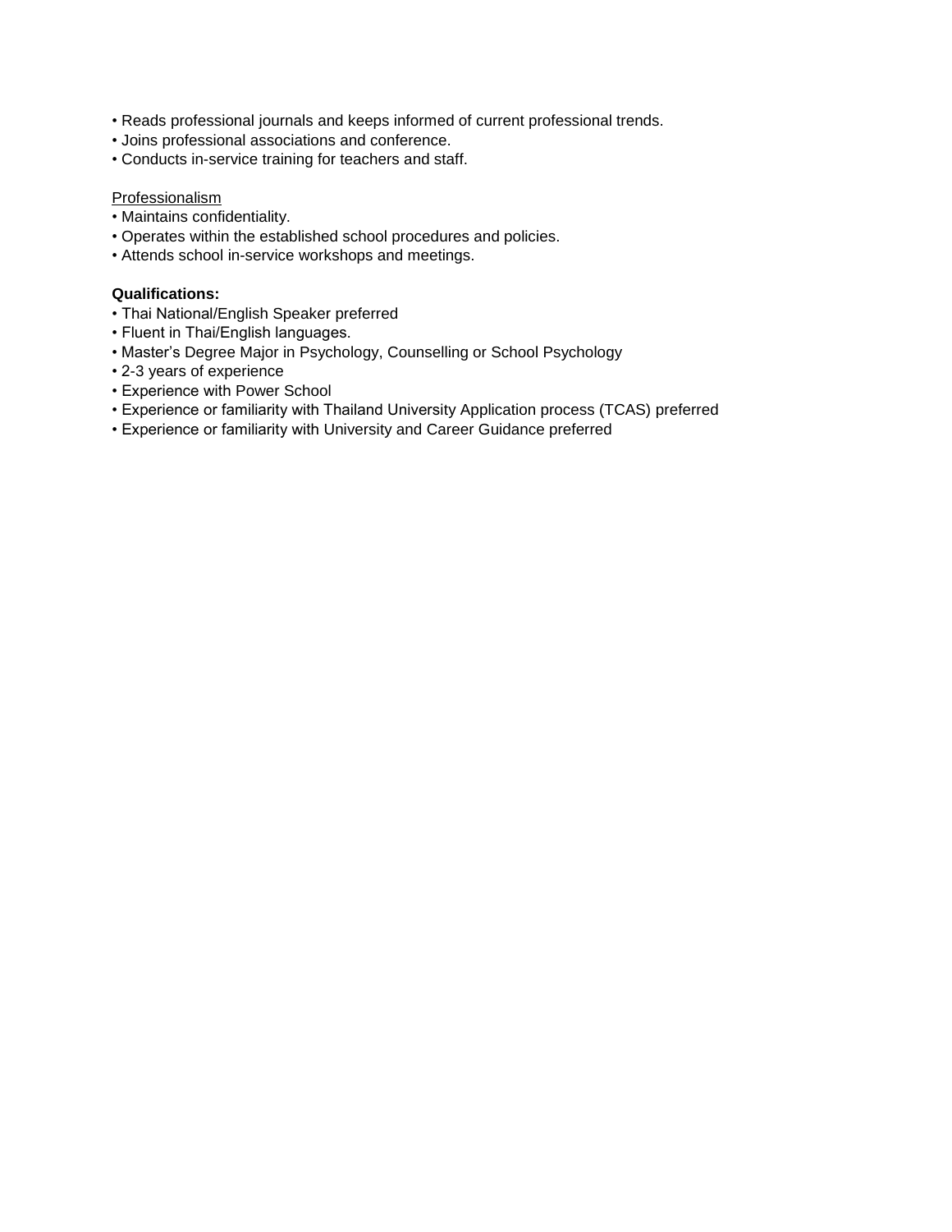- Reads professional journals and keeps informed of current professional trends.
- Joins professional associations and conference.
- Conducts in-service training for teachers and staff.

Professionalism

- Maintains confidentiality.
- Operates within the established school procedures and policies.
- Attends school in-service workshops and meetings.

**Qualifications:**

- Thai National/English Speaker preferred
- Fluent in Thai/English languages.
- Master's Degree Major in Psychology, Counselling or School Psychology
- 2-3 years of experience
- Experience with Power School
- Experience or familiarity with Thailand University Application process (TCAS) preferred
- Experience or familiarity with University and Career Guidance preferred